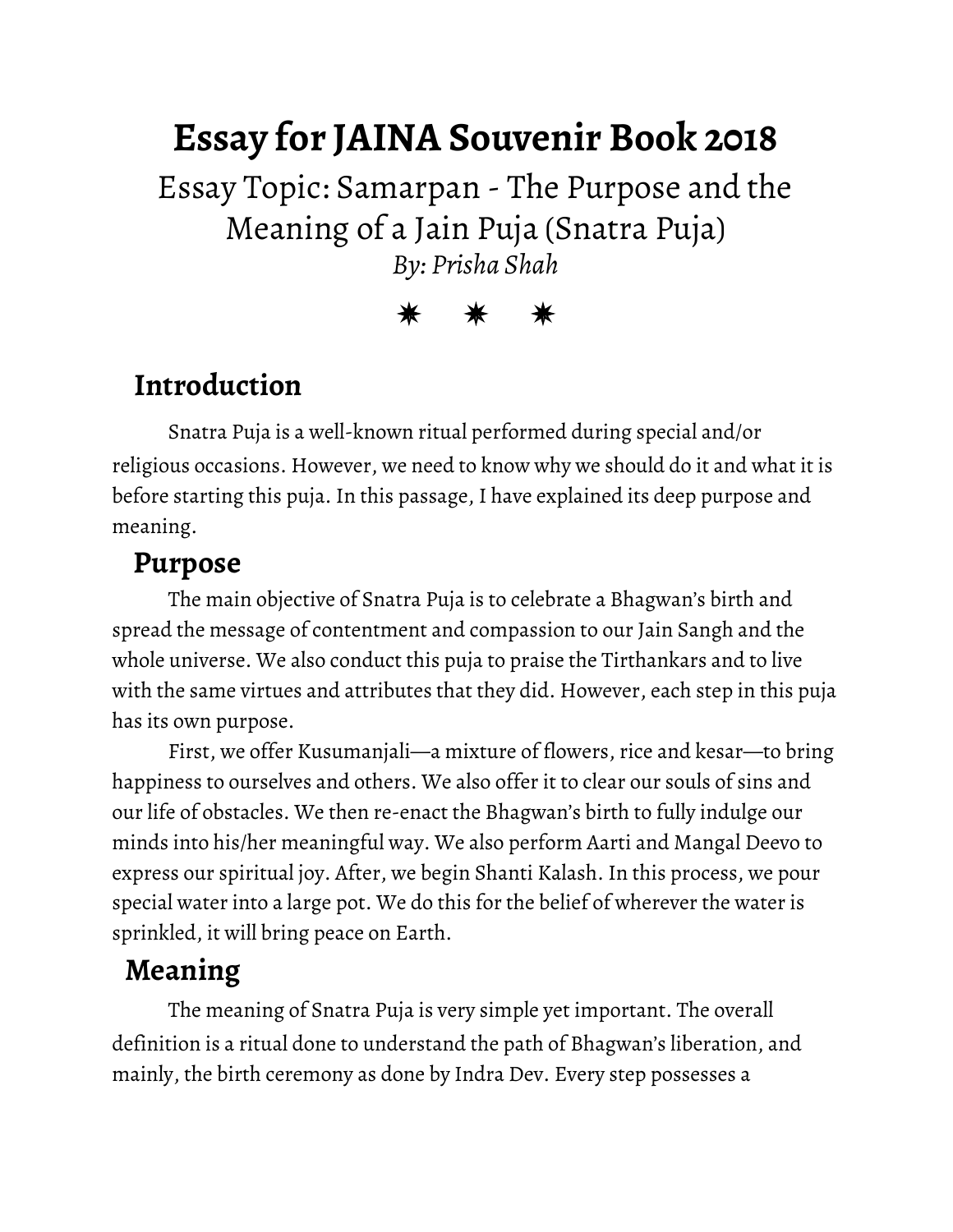# Essay for JAINA Souvenir Book 2018

Essay Topic: Samarpan - The Purpose and the Meaning of a Jain Puja (Snatra Puja)

*By: Prisha Shah*

✷ ✷ ✷

## Introduction

Snatra Puja is a well-known ritual performed during special and/or religious occasions. However, we need to know why we should do it and what it is before starting this puja. In this passage, I have explained its deep purpose and meaning.

## Purpose

The main objective of Snatra Puja is to celebrate a Bhagwan's birth and spread the message of contentment and compassion to our Jain Sangh and the whole universe. We also conduct this puja to praise the Tirthankars and to live with the same virtues and attributes that they did. However, each step in this puja has its own purpose.

First, we offer Kusumanjali—a mixture of flowers, rice and kesar—to bring happiness to ourselves and others. We also offer it to clear our souls of sins and our life of obstacles. We then re-enact the Bhagwan's birth to fully indulge our minds into his/her meaningful way. We also perform Aarti and Mangal Deevo to express our spiritual joy. After, we begin Shanti Kalash. In this process, we pour special water into a large pot. We do this for the belief of wherever the water is sprinkled, it will bring peace on Earth.

## Meaning

The meaning of Snatra Puja is very simple yet important. The overall definition is a ritual done to understand the path of Bhagwan's liberation, and mainly, the birth ceremony as done by Indra Dev. Every step possesses a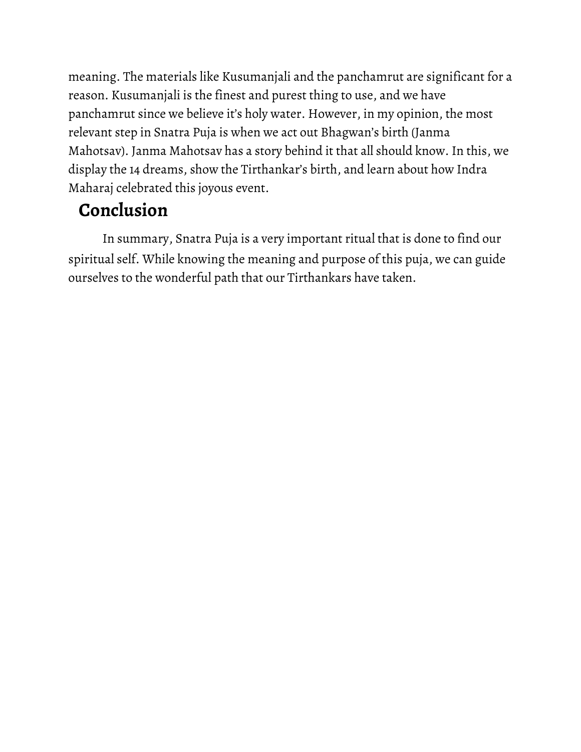meaning. The materials like Kusumanjali and the panchamrut are significant for a reason. Kusumanjali is the finest and purest thing to use, and we have panchamrut since we believe it's holy water. However, in my opinion, the most relevant step in Snatra Puja is when we act out Bhagwan's birth (Janma Mahotsav). Janma Mahotsav has a story behind it that all should know. In this, we display the 14 dreams, show the Tirthankar's birth, and learn about how Indra Maharaj celebrated this joyous event.

## Conclusion

In summary, Snatra Puja is a very important ritual that is done to find our spiritual self. While knowing the meaning and purpose of this puja, we can guide ourselves to the wonderful path that our Tirthankars have taken.